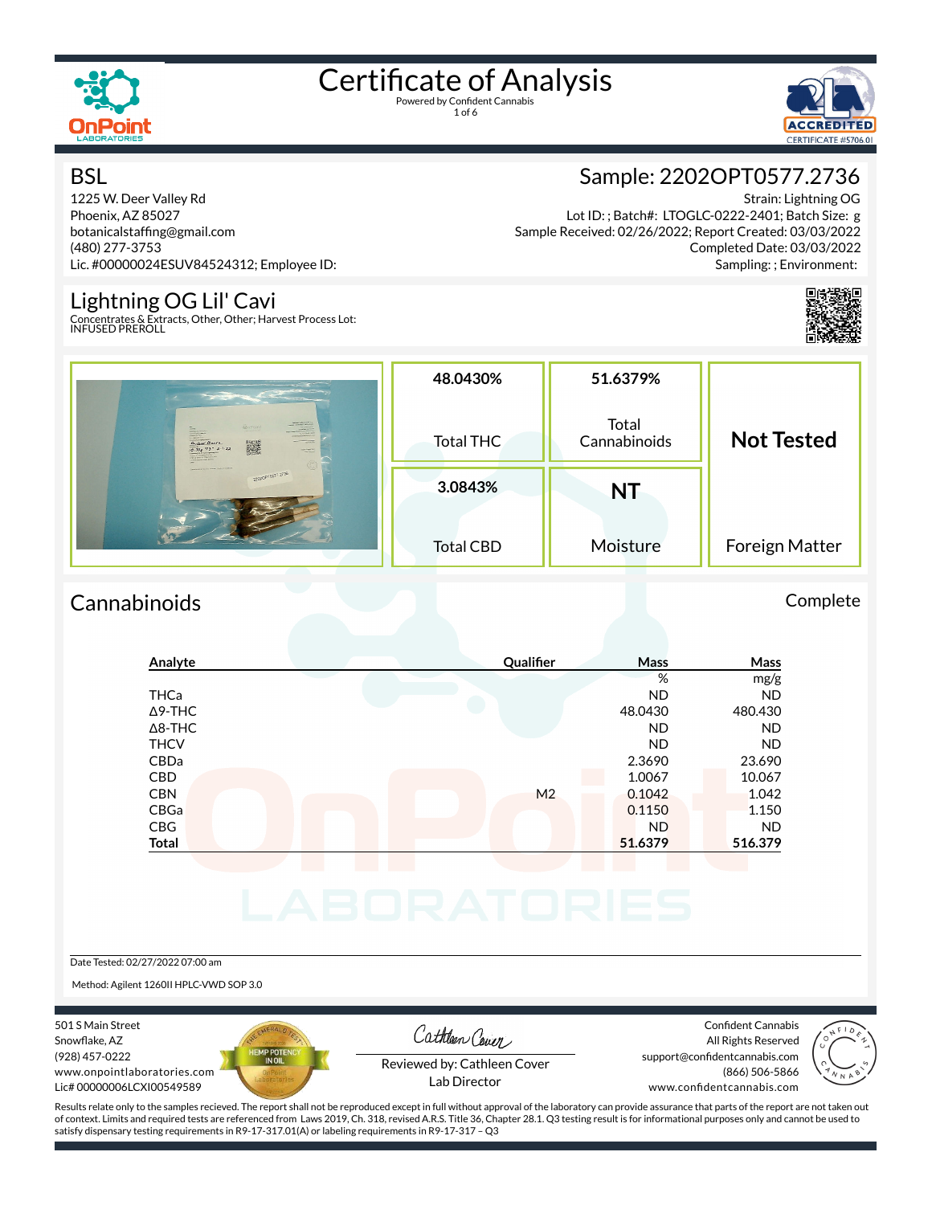# Certificate of Analysis

Powered by Confident Cannabis

## BSL

1225 W. Deer Valley Rd
Phoenix, AZ 85027
botanicalstaffing@gmail.com
(480) 277-3753
Lic. #00000024ESUV84524312; Employee ID:

## Sample: 2202OPT0577.2736

Strain: Lightning OG
Lot ID: ; Batch#: LTOGLC-0222-2401; Batch Size: g
Sample Received: 02/26/2022; Report Created: 03/03/2022
Completed Date: 03/03/2022
Sampling: ; Environment:

## Lightning OG Lil' Cavi

Concentrates & Extracts, Other, Other; Harvest Process Lot:
INFUSED PREROLL

| 48.0430% Total THC | 51.6379% Total Cannabinoids | Not Tested Foreign Matter |
|---|---|---|
| 3.0843% Total CBD | NT Moisture | |

## Cannabinoids

Complete

| Analyte | Qualifier | Mass % | Mass mg/g |
|---|---|---|---|
| THCa | | ND | ND |
| Δ9-THC | | 48.0430 | 480.430 |
| Δ8-THC | | ND | ND |
| THCV | | ND | ND |
| CBDa | | 2.3690 | 23.690 |
| CBD | | 1.0067 | 10.067 |
| CBN | M2 | 0.1042 | 1.042 |
| CBGa | | 0.1150 | 1.150 |
| CBG | | ND | ND |
| **Total** | | **51.6379** | **516.379** |

Date Tested: 02/27/2022 07:00 am

Method: Agilent 1260II HPLC-VWD SOP 3.0

501 S Main Street
Snowflake, AZ
(928) 457-0222
www.onpointlaboratories.com
Lic# 00000006LCXI00549589

Reviewed by: Cathleen Cover
Lab Director

Confident Cannabis
All Rights Reserved
support@confidentcannabis.com
(866) 506-5866
www.confidentcannabis.com

Results relate only to the samples recieved. The report shall not be reproduced except in full without approval of the laboratory can provide assurance that parts of the report are not taken out of context. Limits and required tests are referenced from Laws 2019, Ch. 318, revised A.R.S. Title 36, Chapter 28.1. Q3 testing result is for informational purposes only and cannot be used to satisfy dispensary testing requirements in R9-17-317.01(A) or labeling requirements in R9-17-317 – Q3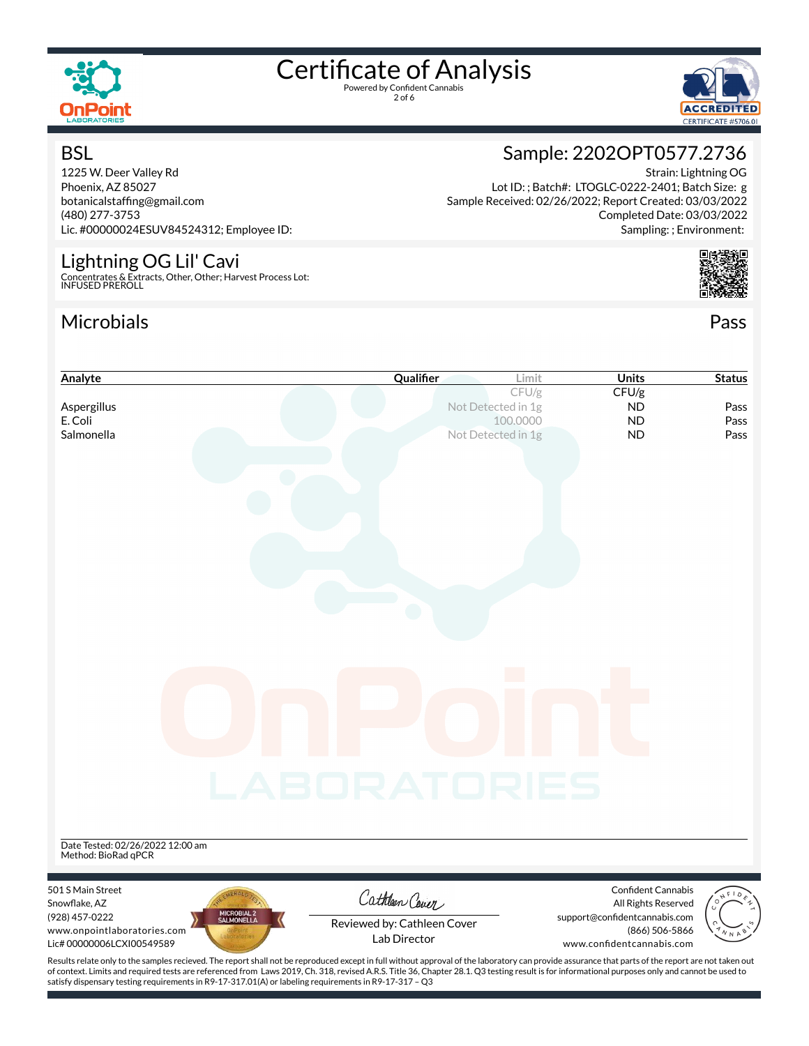# Certificate of Analysis

Powered by Confident Cannabis

## BSL

1225 W. Deer Valley Rd
Phoenix, AZ 85027
botanicalstaffing@gmail.com
(480) 277-3753
Lic. #00000024ESUV84524312; Employee ID:

## Sample: 2202OPT0577.2736

Strain: Lightning OG
Lot ID: ; Batch#: LTOGLC-0222-2401; Batch Size: g
Sample Received: 02/26/2022; Report Created: 03/03/2022
Completed Date: 03/03/2022
Sampling: ; Environment:

## Lightning OG Lil' Cavi

Concentrates & Extracts, Other, Other; Harvest Process Lot:
INFUSED PREROLL

## Microbials

Pass

| Analyte | Qualifier | Limit | Units | Status |
|---|---|---|---|---|
| | | CFU/g | CFU/g | |
| Aspergillus | | Not Detected in 1g | ND | Pass |
| E. Coli | | 100.0000 | ND | Pass |
| Salmonella | | Not Detected in 1g | ND | Pass |

Date Tested: 02/26/2022 12:00 am
Method: BioRad qPCR

501 S Main Street
Snowflake, AZ
(928) 457-0222
www.onpointlaboratories.com
Lic# 00000006LCXI00549589

Reviewed by: Cathleen Cover
Lab Director

Confident Cannabis
All Rights Reserved
support@confidentcannabis.com
(866) 506-5866
www.confidentcannabis.com

Results relate only to the samples recieved. The report shall not be reproduced except in full without approval of the laboratory can provide assurance that parts of the report are not taken out of context. Limits and required tests are referenced from Laws 2019, Ch. 318, revised A.R.S. Title 36, Chapter 28.1. Q3 testing result is for informational purposes only and cannot be used to satisfy dispensary testing requirements in R9-17-317.01(A) or labeling requirements in R9-17-317 – Q3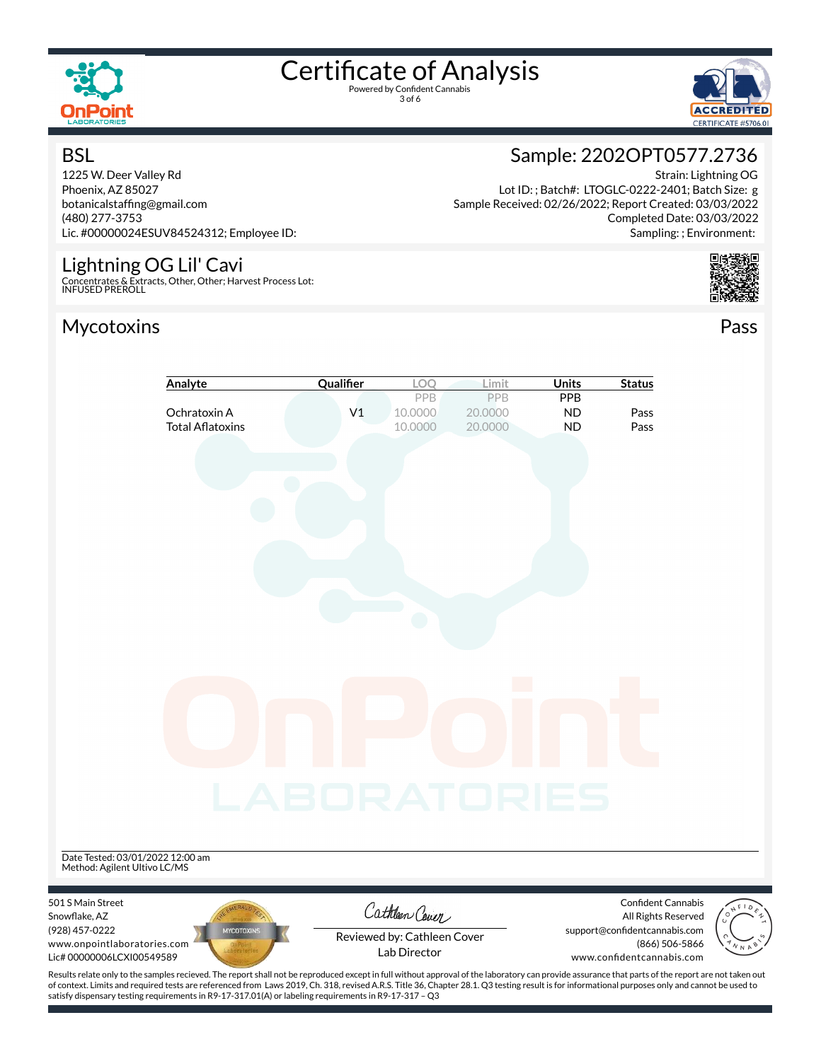# Certificate of Analysis

Powered by Confident Cannabis

## BSL

1225 W. Deer Valley Rd
Phoenix, AZ 85027
botanicalstaffing@gmail.com
(480) 277-3753
Lic. #00000024ESUV84524312; Employee ID:

## Sample: 2202OPT0577.2736

Strain: Lightning OG
Lot ID: ; Batch#: LTOGLC-0222-2401; Batch Size: g
Sample Received: 02/26/2022; Report Created: 03/03/2022
Completed Date: 03/03/2022
Sampling: ; Environment:

## Lightning OG Lil' Cavi

Concentrates & Extracts, Other, Other; Harvest Process Lot:
INFUSED PREROLL

## Mycotoxins

Pass

| Analyte | Qualifier | LOQ | Limit | Units | Status |
|---|---|---|---|---|---|
| | | PPB | PPB | PPB | |
| Ochratoxin A | V1 | 10.0000 | 20.0000 | ND | Pass |
| Total Aflatoxins | | 10.0000 | 20.0000 | ND | Pass |

Date Tested: 03/01/2022 12:00 am
Method: Agilent Ultivo LC/MS

501 S Main Street
Snowflake, AZ
(928) 457-0222
www.onpointlaboratories.com
Lic# 00000006LCXI00549589

Reviewed by: Cathleen Cover
Lab Director

Confident Cannabis
All Rights Reserved
support@confidentcannabis.com
(866) 506-5866
www.confidentcannabis.com

Results relate only to the samples recieved. The report shall not be reproduced except in full without approval of the laboratory can provide assurance that parts of the report are not taken out of context. Limits and required tests are referenced from Laws 2019, Ch. 318, revised A.R.S. Title 36, Chapter 28.1. Q3 testing result is for informational purposes only and cannot be used to satisfy dispensary testing requirements in R9-17-317.01(A) or labeling requirements in R9-17-317 – Q3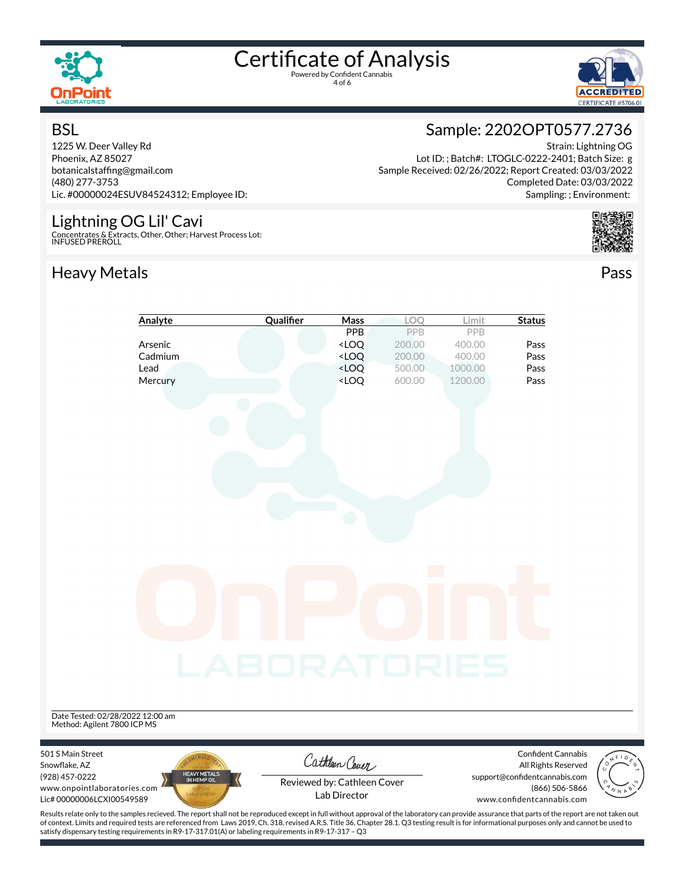# Certificate of Analysis

Powered by Confident Cannabis

## BSL

1225 W. Deer Valley Rd
Phoenix, AZ 85027
botanicalstaffing@gmail.com
(480) 277-3753
Lic. #00000024ESUV84524312; Employee ID:

## Sample: 2202OPT0577.2736

Strain: Lightning OG
Lot ID: ; Batch#: LTOGLC-0222-2401; Batch Size: g
Sample Received: 02/26/2022; Report Created: 03/03/2022
Completed Date: 03/03/2022
Sampling: ; Environment:

## Lightning OG Lil' Cavi

Concentrates & Extracts, Other, Other; Harvest Process Lot:
INFUSED PREROLL

## Heavy Metals

Pass

| Analyte | Qualifier | Mass | LOQ | Limit | Status |
|---|---|---|---|---|---|
| | | PPB | PPB | PPB | |
| Arsenic | | <LOQ | 200.00 | 400.00 | Pass |
| Cadmium | | <LOQ | 200.00 | 400.00 | Pass |
| Lead | | <LOQ | 500.00 | 1000.00 | Pass |
| Mercury | | <LOQ | 600.00 | 1200.00 | Pass |

Date Tested: 02/28/2022 12:00 am
Method: Agilent 7800 ICP MS

501 S Main Street
Snowflake, AZ
(928) 457-0222
www.onpointlaboratories.com
Lic# 00000006LCXI00549589

Reviewed by: Cathleen Cover
Lab Director

Confident Cannabis
All Rights Reserved
support@confidentcannabis.com
(866) 506-5866
www.confidentcannabis.com

Results relate only to the samples recieved. The report shall not be reproduced except in full without approval of the laboratory can provide assurance that parts of the report are not taken out of context. Limits and required tests are referenced from Laws 2019, Ch. 318, revised A.R.S. Title 36, Chapter 28.1. Q3 testing result is for informational purposes only and cannot be used to satisfy dispensary testing requirements in R9-17-317.01(A) or labeling requirements in R9-17-317 – Q3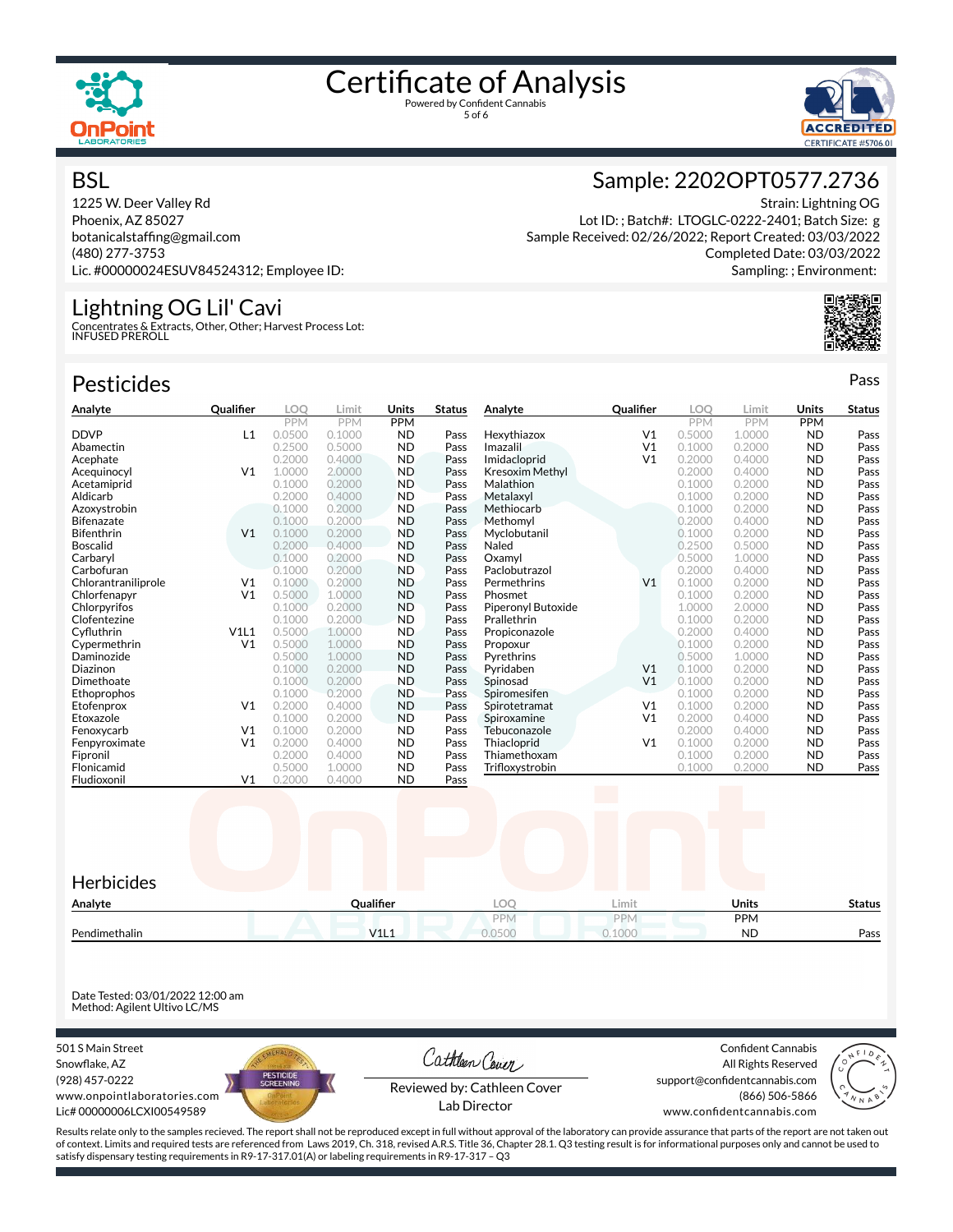# Certificate of Analysis

Powered by Confident Cannabis

## BSL

1225 W. Deer Valley Rd
Phoenix, AZ 85027
botanicalstaffing@gmail.com
(480) 277-3753
Lic. #00000024ESUV84524312; Employee ID:

## Sample: 2202OPT0577.2736

Strain: Lightning OG
Lot ID: ; Batch#: LTOGLC-0222-2401; Batch Size: g
Sample Received: 02/26/2022; Report Created: 03/03/2022
Completed Date: 03/03/2022
Sampling: ; Environment:

## Lightning OG Lil' Cavi

Concentrates & Extracts, Other, Other; Harvest Process Lot:
INFUSED PREROLL

## Pesticides

Pass

| Analyte | Qualifier | LOQ | Limit | Units | Status |
|---|---|---|---|---|---|
| | | PPM | PPM | PPM | |
| DDVP | L1 | 0.0500 | 0.1000 | ND | Pass |
| Abamectin | | 0.2500 | 0.5000 | ND | Pass |
| Acephate | | 0.2000 | 0.4000 | ND | Pass |
| Acequinocyl | V1 | 1.0000 | 2.0000 | ND | Pass |
| Acetamiprid | | 0.1000 | 0.2000 | ND | Pass |
| Aldicarb | | 0.2000 | 0.4000 | ND | Pass |
| Azoxystrobin | | 0.1000 | 0.2000 | ND | Pass |
| Bifenazate | | 0.1000 | 0.2000 | ND | Pass |
| Bifenthrin | V1 | 0.1000 | 0.2000 | ND | Pass |
| Boscalid | | 0.2000 | 0.4000 | ND | Pass |
| Carbaryl | | 0.1000 | 0.2000 | ND | Pass |
| Carbofuran | | 0.1000 | 0.2000 | ND | Pass |
| Chlorantraniliprole | V1 | 0.1000 | 0.2000 | ND | Pass |
| Chlorfenapyr | V1 | 0.5000 | 1.0000 | ND | Pass |
| Chlorpyrifos | | 0.1000 | 0.2000 | ND | Pass |
| Clofentezine | | 0.1000 | 0.2000 | ND | Pass |
| Cyfluthrin | V1L1 | 0.5000 | 1.0000 | ND | Pass |
| Cypermethrin | V1 | 0.5000 | 1.0000 | ND | Pass |
| Daminozide | | 0.5000 | 1.0000 | ND | Pass |
| Diazinon | | 0.1000 | 0.2000 | ND | Pass |
| Dimethoate | | 0.1000 | 0.2000 | ND | Pass |
| Ethoprophos | | 0.1000 | 0.2000 | ND | Pass |
| Etofenprox | V1 | 0.2000 | 0.4000 | ND | Pass |
| Etoxazole | | 0.1000 | 0.2000 | ND | Pass |
| Fenoxycarb | V1 | 0.1000 | 0.2000 | ND | Pass |
| Fenpyroximate | V1 | 0.2000 | 0.4000 | ND | Pass |
| Fipronil | | 0.2000 | 0.4000 | ND | Pass |
| Flonicamid | | 0.5000 | 1.0000 | ND | Pass |
| Fludioxonil | V1 | 0.2000 | 0.4000 | ND | Pass |
| Hexythiazox | V1 | 0.5000 | 1.0000 | ND | Pass |
| Imazalil | V1 | 0.1000 | 0.2000 | ND | Pass |
| Imidacloprid | V1 | 0.2000 | 0.4000 | ND | Pass |
| Kresoxim Methyl | | 0.2000 | 0.4000 | ND | Pass |
| Malathion | | 0.1000 | 0.2000 | ND | Pass |
| Metalaxyl | | 0.1000 | 0.2000 | ND | Pass |
| Methiocarb | | 0.1000 | 0.2000 | ND | Pass |
| Methomyl | | 0.2000 | 0.4000 | ND | Pass |
| Myclobutanil | | 0.1000 | 0.2000 | ND | Pass |
| Naled | | 0.2500 | 0.5000 | ND | Pass |
| Oxamyl | | 0.5000 | 1.0000 | ND | Pass |
| Paclobutrazol | | 0.2000 | 0.4000 | ND | Pass |
| Permethrins | V1 | 0.1000 | 0.2000 | ND | Pass |
| Phosmet | | 0.1000 | 0.2000 | ND | Pass |
| Piperonyl Butoxide | | 1.0000 | 2.0000 | ND | Pass |
| Prallethrin | | 0.1000 | 0.2000 | ND | Pass |
| Propiconazole | | 0.2000 | 0.4000 | ND | Pass |
| Propoxur | | 0.1000 | 0.2000 | ND | Pass |
| Pyrethrins | | 0.5000 | 1.0000 | ND | Pass |
| Pyridaben | V1 | 0.1000 | 0.2000 | ND | Pass |
| Spinosad | V1 | 0.1000 | 0.2000 | ND | Pass |
| Spiromesifen | | 0.1000 | 0.2000 | ND | Pass |
| Spirotetramat | V1 | 0.1000 | 0.2000 | ND | Pass |
| Spiroxamine | V1 | 0.2000 | 0.4000 | ND | Pass |
| Tebuconazole | | 0.2000 | 0.4000 | ND | Pass |
| Thiacloprid | V1 | 0.1000 | 0.2000 | ND | Pass |
| Thiamethoxam | | 0.1000 | 0.2000 | ND | Pass |
| Trifloxystrobin | | 0.1000 | 0.2000 | ND | Pass |

## Herbicides

| Analyte | Qualifier | LOQ | Limit | Units | Status |
|---|---|---|---|---|---|
| | | PPM | PPM | PPM | |
| Pendimethalin | V1L1 | 0.0500 | 0.1000 | ND | Pass |

Date Tested: 03/01/2022 12:00 am
Method: Agilent Ultivo LC/MS

501 S Main Street
Snowflake, AZ
(928) 457-0222
www.onpointlaboratories.com
Lic# 00000006LCXI00549589

Reviewed by: Cathleen Cover
Lab Director

Confident Cannabis
All Rights Reserved
support@confidentcannabis.com
(866) 506-5866
www.confidentcannabis.com

Results relate only to the samples recieved. The report shall not be reproduced except in full without approval of the laboratory can provide assurance that parts of the report are not taken out of context. Limits and required tests are referenced from Laws 2019, Ch. 318, revised A.R.S. Title 36, Chapter 28.1. Q3 testing result is for informational purposes only and cannot be used to satisfy dispensary testing requirements in R9-17-317.01(A) or labeling requirements in R9-17-317 – Q3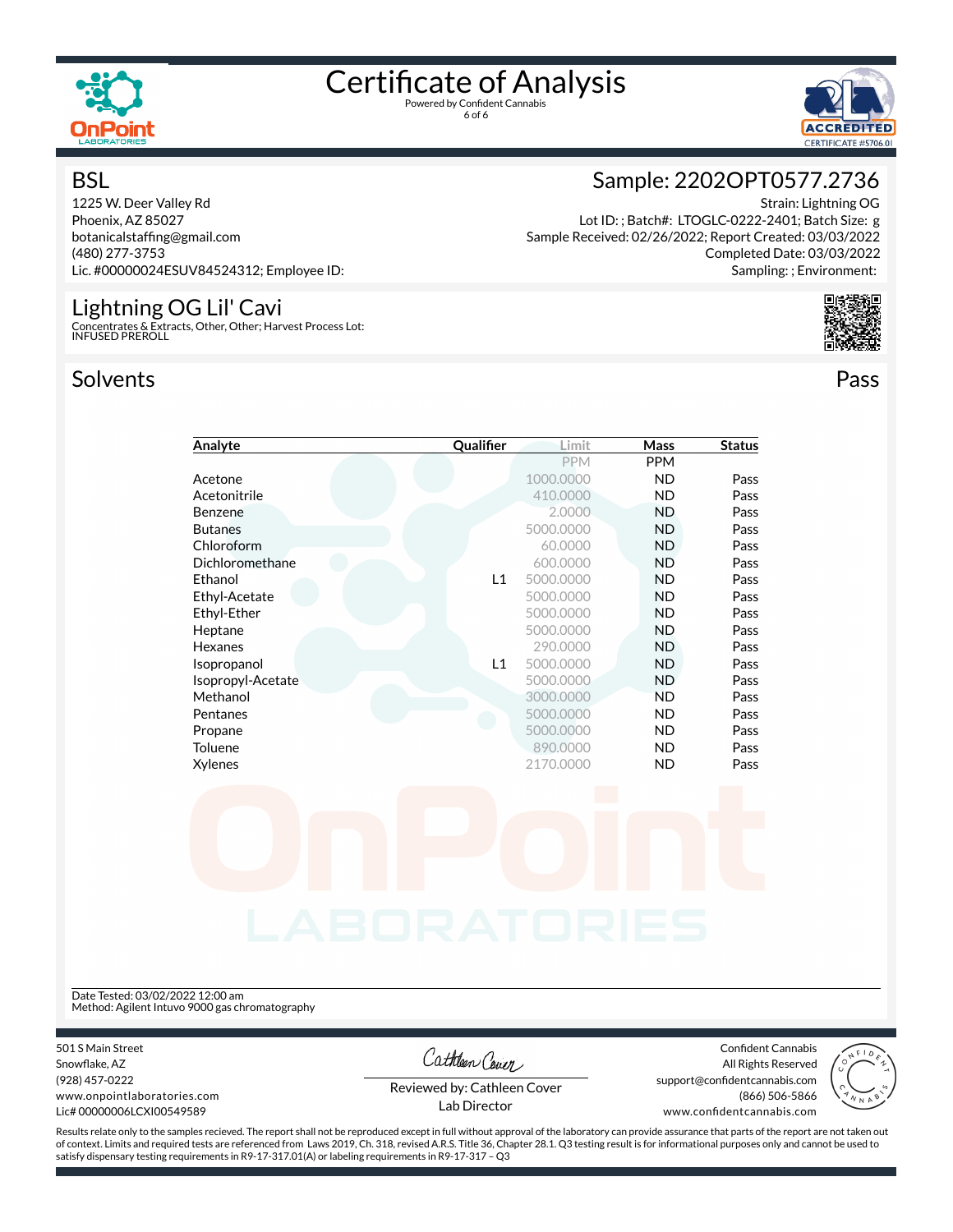# Certificate of Analysis

Powered by Confident Cannabis

## BSL

1225 W. Deer Valley Rd
Phoenix, AZ 85027
botanicalstaffing@gmail.com
(480) 277-3753
Lic. #00000024ESUV84524312; Employee ID:

## Sample: 2202OPT0577.2736

Strain: Lightning OG
Lot ID: ; Batch#: LTOGLC-0222-2401; Batch Size: g
Sample Received: 02/26/2022; Report Created: 03/03/2022
Completed Date: 03/03/2022
Sampling: ; Environment:

## Lightning OG Lil' Cavi

Concentrates & Extracts, Other, Other; Harvest Process Lot:
INFUSED PREROLL

## Solvents

Pass

| Analyte | Qualifier | Limit | Mass | Status |
|---|---|---|---|---|
| | | PPM | PPM | |
| Acetone | | 1000.0000 | ND | Pass |
| Acetonitrile | | 410.0000 | ND | Pass |
| Benzene | | 2.0000 | ND | Pass |
| Butanes | | 5000.0000 | ND | Pass |
| Chloroform | | 60.0000 | ND | Pass |
| Dichloromethane | | 600.0000 | ND | Pass |
| Ethanol | L1 | 5000.0000 | ND | Pass |
| Ethyl-Acetate | | 5000.0000 | ND | Pass |
| Ethyl-Ether | | 5000.0000 | ND | Pass |
| Heptane | | 5000.0000 | ND | Pass |
| Hexanes | | 290.0000 | ND | Pass |
| Isopropanol | L1 | 5000.0000 | ND | Pass |
| Isopropyl-Acetate | | 5000.0000 | ND | Pass |
| Methanol | | 3000.0000 | ND | Pass |
| Pentanes | | 5000.0000 | ND | Pass |
| Propane | | 5000.0000 | ND | Pass |
| Toluene | | 890.0000 | ND | Pass |
| Xylenes | | 2170.0000 | ND | Pass |

Date Tested: 03/02/2022 12:00 am
Method: Agilent Intuvo 9000 gas chromatography

501 S Main Street
Snowflake, AZ
(928) 457-0222
www.onpointlaboratories.com
Lic# 00000006LCXI00549589

Reviewed by: Cathleen Cover
Lab Director

Confident Cannabis
All Rights Reserved
support@confidentcannabis.com
(866) 506-5866
www.confidentcannabis.com

Results relate only to the samples recieved. The report shall not be reproduced except in full without approval of the laboratory can provide assurance that parts of the report are not taken out of context. Limits and required tests are referenced from Laws 2019, Ch. 318, revised A.R.S. Title 36, Chapter 28.1. Q3 testing result is for informational purposes only and cannot be used to satisfy dispensary testing requirements in R9-17-317.01(A) or labeling requirements in R9-17-317 – Q3